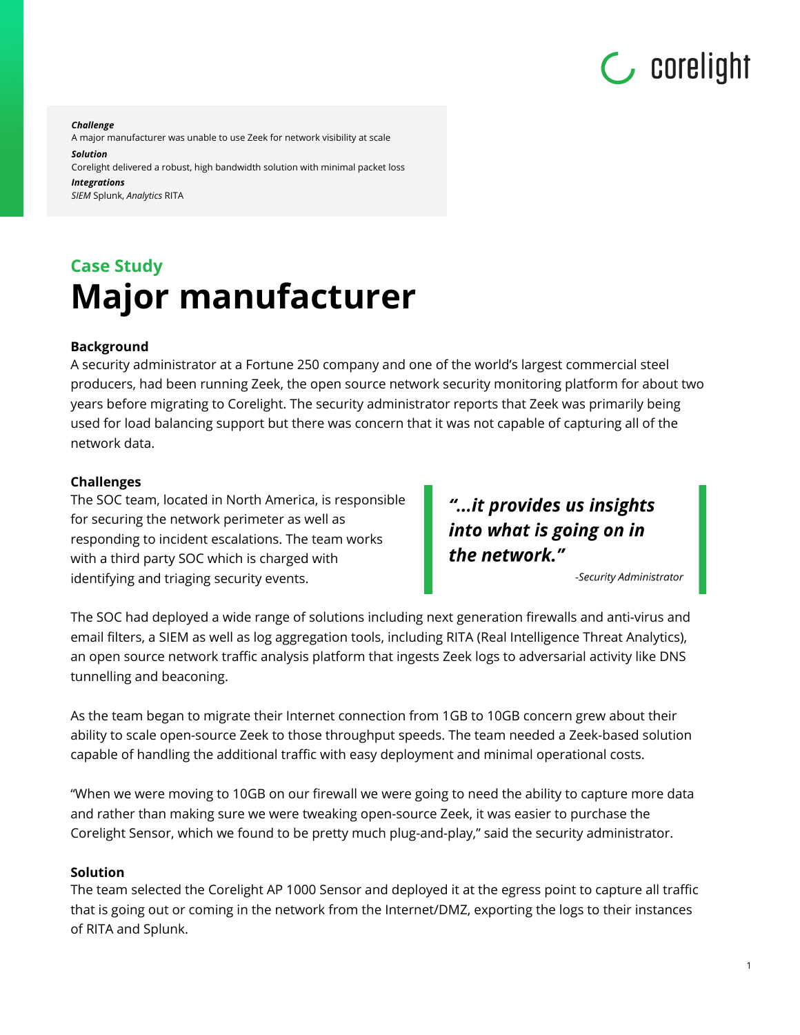***Challenge***
A major manufacturer was unable to use Zeek for network visibility at scale
***Solution***
Corelight delivered a robust, high bandwidth solution with minimal packet loss
***Integrations***
*SIEM* Splunk, *Analytics* RITA

## Case Study

# Major manufacturer

### Background

A security administrator at a Fortune 250 company and one of the world's largest commercial steel producers, had been running Zeek, the open source network security monitoring platform for about two years before migrating to Corelight. The security administrator reports that Zeek was primarily being used for load balancing support but there was concern that it was not capable of capturing all of the network data.

### Challenges

The SOC team, located in North America, is responsible for securing the network perimeter as well as responding to incident escalations. The team works with a third party SOC which is charged with identifying and triaging security events.

> ***"...it provides us insights into what is going on in the network."***
>
> *-Security Administrator*

The SOC had deployed a wide range of solutions including next generation firewalls and anti-virus and email filters, a SIEM as well as log aggregation tools, including RITA (Real Intelligence Threat Analytics), an open source network traffic analysis platform that ingests Zeek logs to adversarial activity like DNS tunnelling and beaconing.

As the team began to migrate their Internet connection from 1GB to 10GB concern grew about their ability to scale open-source Zeek to those throughput speeds. The team needed a Zeek-based solution capable of handling the additional traffic with easy deployment and minimal operational costs.

"When we were moving to 10GB on our firewall we were going to need the ability to capture more data and rather than making sure we were tweaking open-source Zeek, it was easier to purchase the Corelight Sensor, which we found to be pretty much plug-and-play," said the security administrator.

### Solution

The team selected the Corelight AP 1000 Sensor and deployed it at the egress point to capture all traffic that is going out or coming in the network from the Internet/DMZ, exporting the logs to their instances of RITA and Splunk.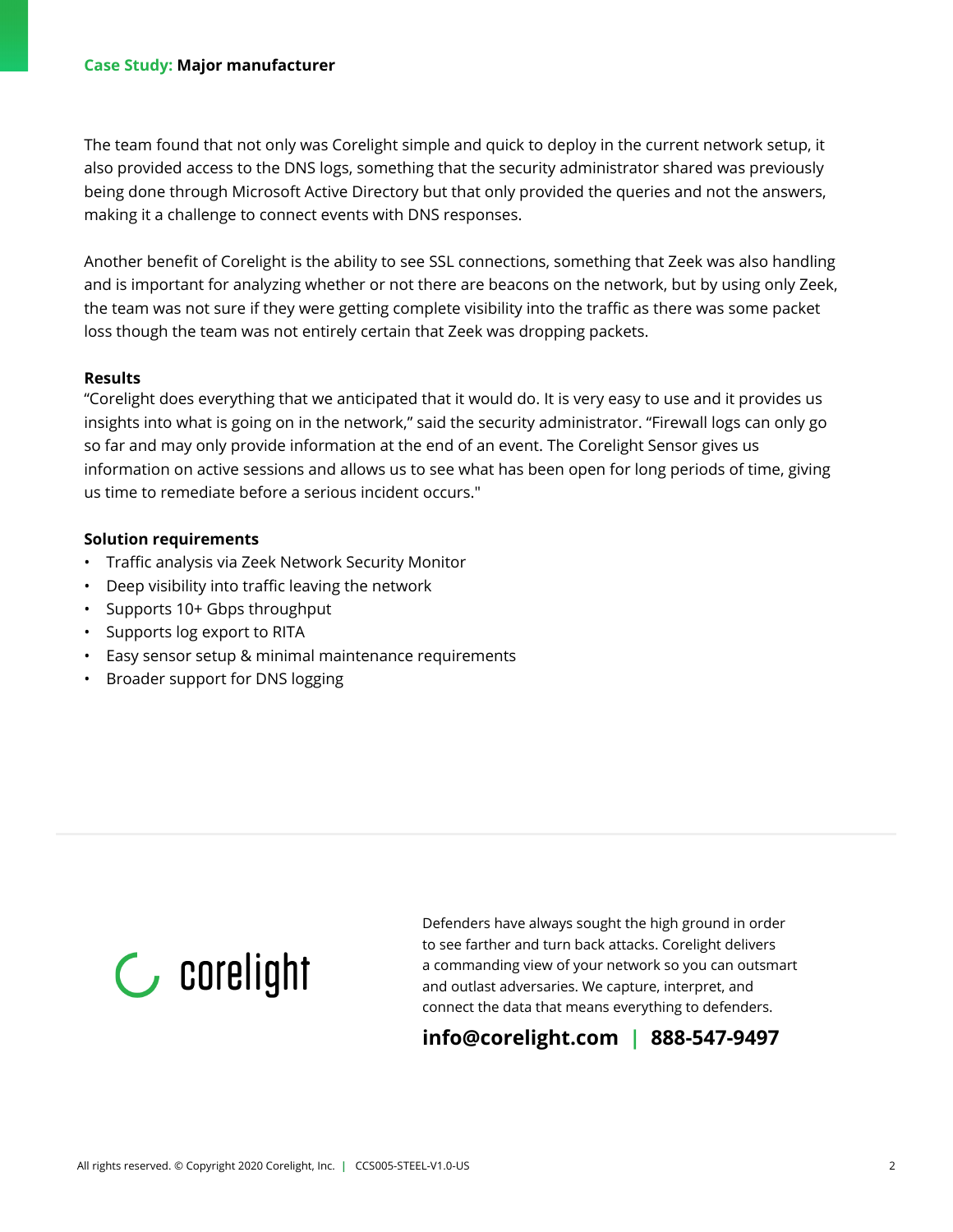The team found that not only was Corelight simple and quick to deploy in the current network setup, it also provided access to the DNS logs, something that the security administrator shared was previously being done through Microsoft Active Directory but that only provided the queries and not the answers, making it a challenge to connect events with DNS responses.

Another benefit of Corelight is the ability to see SSL connections, something that Zeek was also handling and is important for analyzing whether or not there are beacons on the network, but by using only Zeek, the team was not sure if they were getting complete visibility into the traffic as there was some packet loss though the team was not entirely certain that Zeek was dropping packets.

**Results**

"Corelight does everything that we anticipated that it would do. It is very easy to use and it provides us insights into what is going on in the network," said the security administrator. "Firewall logs can only go so far and may only provide information at the end of an event. The Corelight Sensor gives us information on active sessions and allows us to see what has been open for long periods of time, giving us time to remediate before a serious incident occurs."

**Solution requirements**

- Traffic analysis via Zeek Network Security Monitor
- Deep visibility into traffic leaving the network
- Supports 10+ Gbps throughput
- Supports log export to RITA
- Easy sensor setup & minimal maintenance requirements
- Broader support for DNS logging

corelight

Defenders have always sought the high ground in order to see farther and turn back attacks. Corelight delivers a commanding view of your network so you can outsmart and outlast adversaries. We capture, interpret, and connect the data that means everything to defenders.

**info@corelight.com | 888-547-9497**

All rights reserved. © Copyright 2020 Corelight, Inc. | CCS005-STEEL-V1.0-US